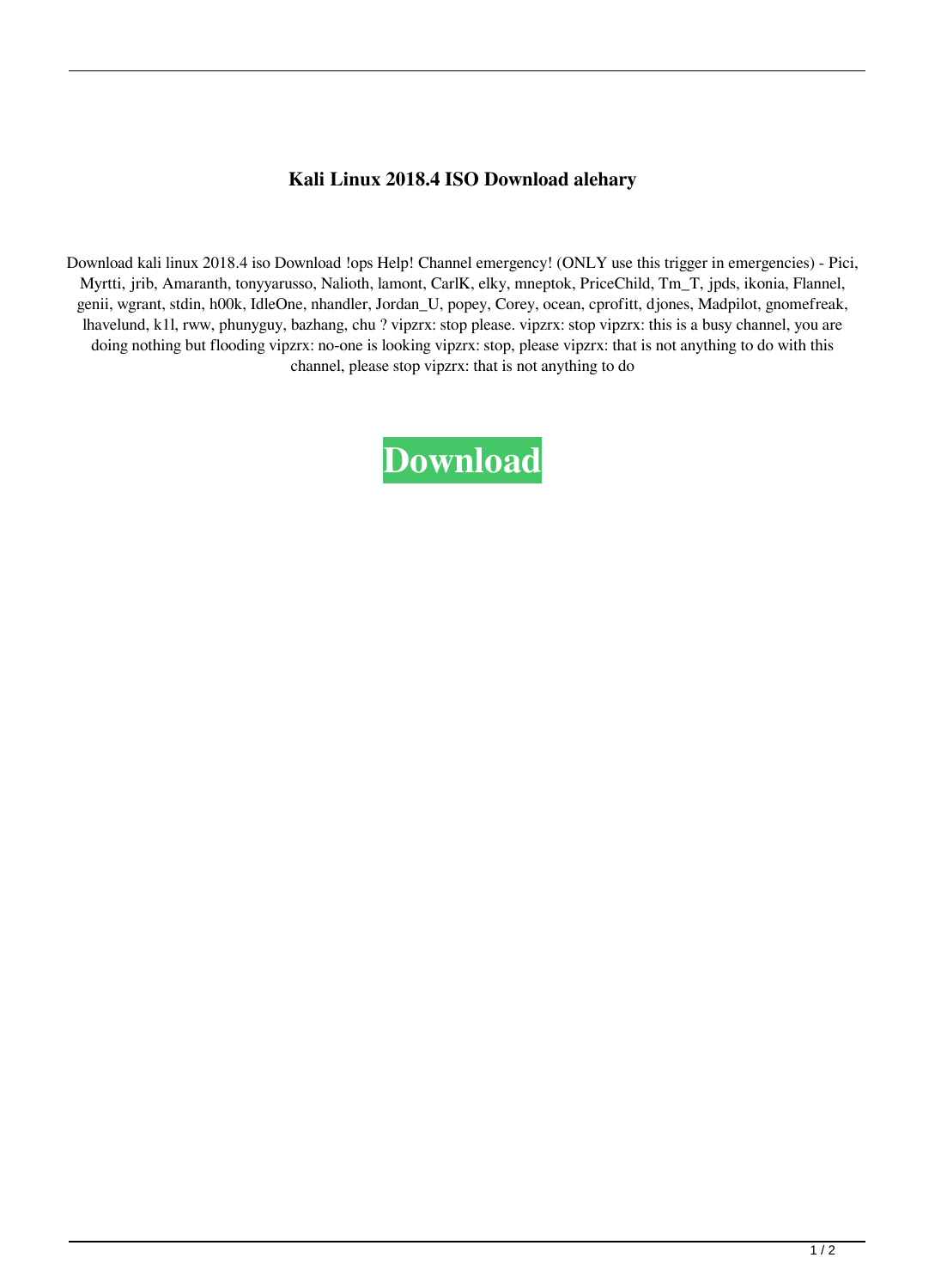# Kali Linux 2018.4 ISO Download alehary

Download kali linux 2018.4 iso Download !ops Help! Channel emergency! (ONLY use this trigger in emergencies) - Pici, Myrtti, jrib, Amaranth, tonyyarusso, Nalioth, lamont, CarlK, elky, mneptok, PriceChild, Tm_T, jpds, ikonia, Flannel, genii, wgrant, stdin, h00k, IdleOne, nhandler, Jordan_U, popey, Corey, ocean, cprofitt, djones, Madpilot, gnomefreak, lhavelund, k1l, rww, phunyguy, bazhang, chu ? vipzrx: stop please. vipzrx: stop vipzrx: this is a busy channel, you are doing nothing but flooding vipzrx: no-one is looking vipzrx: stop, please vipzrx: that is not anything to do with this channel, please stop vipzrx: that is not anything to do

**Download**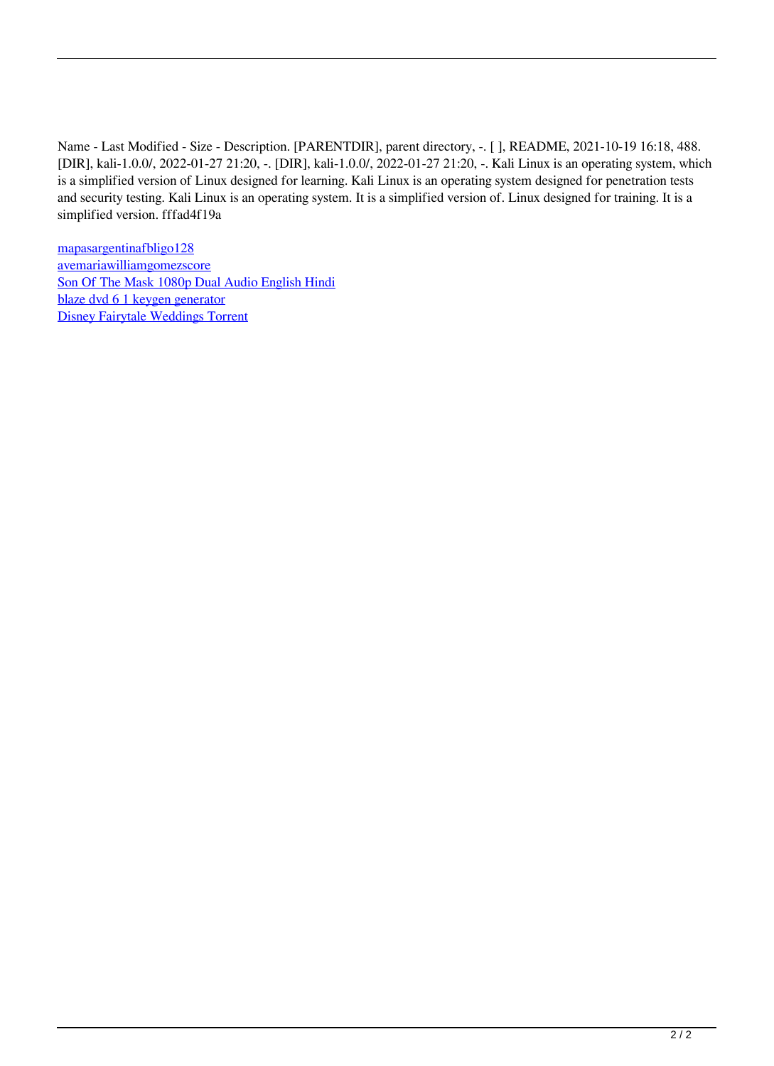Name - Last Modified - Size - Description. [PARENTDIR], parent directory, -. [ ], README, 2021-10-19 16:18, 488. [DIR], kali-1.0.0/, 2022-01-27 21:20, -. [DIR], kali-1.0.0/, 2022-01-27 21:20, -. Kali Linux is an operating system, which is a simplified version of Linux designed for learning. Kali Linux is an operating system designed for penetration tests and security testing. Kali Linux is an operating system. It is a simplified version of. Linux designed for training. It is a simplified version. fffad4f19a

mapasargentinafbligo128
avemariawilliamgomezscore
Son Of The Mask 1080p Dual Audio English Hindi
blaze dvd 6 1 keygen generator
Disney Fairytale Weddings Torrent